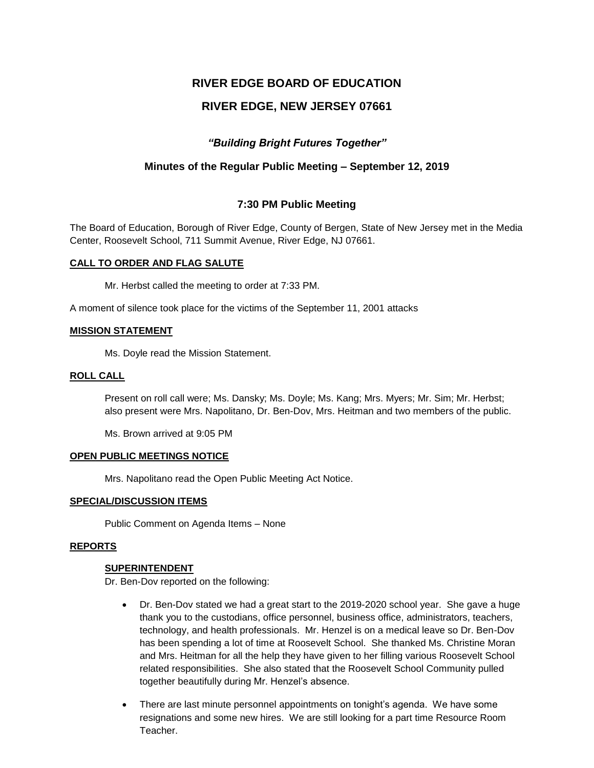# RIVER EDGE BOARD OF EDUCATION

# RIVER EDGE, NEW JERSEY 07661

### *"Building Bright Futures Together"*

### Minutes of the Regular Public Meeting – September 12, 2019

### 7:30 PM Public Meeting

The Board of Education, Borough of River Edge, County of Bergen, State of New Jersey met in the Media Center, Roosevelt School, 711 Summit Avenue, River Edge, NJ 07661.

**CALL TO ORDER AND FLAG SALUTE**

Mr. Herbst called the meeting to order at 7:33 PM.

A moment of silence took place for the victims of the September 11, 2001 attacks

**MISSION STATEMENT**

Ms. Doyle read the Mission Statement.

**ROLL CALL**

Present on roll call were; Ms. Dansky; Ms. Doyle; Ms. Kang; Mrs. Myers; Mr. Sim; Mr. Herbst; also present were Mrs. Napolitano, Dr. Ben-Dov, Mrs. Heitman and two members of the public.

Ms. Brown arrived at 9:05 PM

**OPEN PUBLIC MEETINGS NOTICE**

Mrs. Napolitano read the Open Public Meeting Act Notice.

**SPECIAL/DISCUSSION ITEMS**

Public Comment on Agenda Items – None

**REPORTS**

**SUPERINTENDENT**

Dr. Ben-Dov reported on the following:

- Dr. Ben-Dov stated we had a great start to the 2019-2020 school year. She gave a huge thank you to the custodians, office personnel, business office, administrators, teachers, technology, and health professionals. Mr. Henzel is on a medical leave so Dr. Ben-Dov has been spending a lot of time at Roosevelt School. She thanked Ms. Christine Moran and Mrs. Heitman for all the help they have given to her filling various Roosevelt School related responsibilities. She also stated that the Roosevelt School Community pulled together beautifully during Mr. Henzel's absence.
- There are last minute personnel appointments on tonight's agenda. We have some resignations and some new hires. We are still looking for a part time Resource Room Teacher.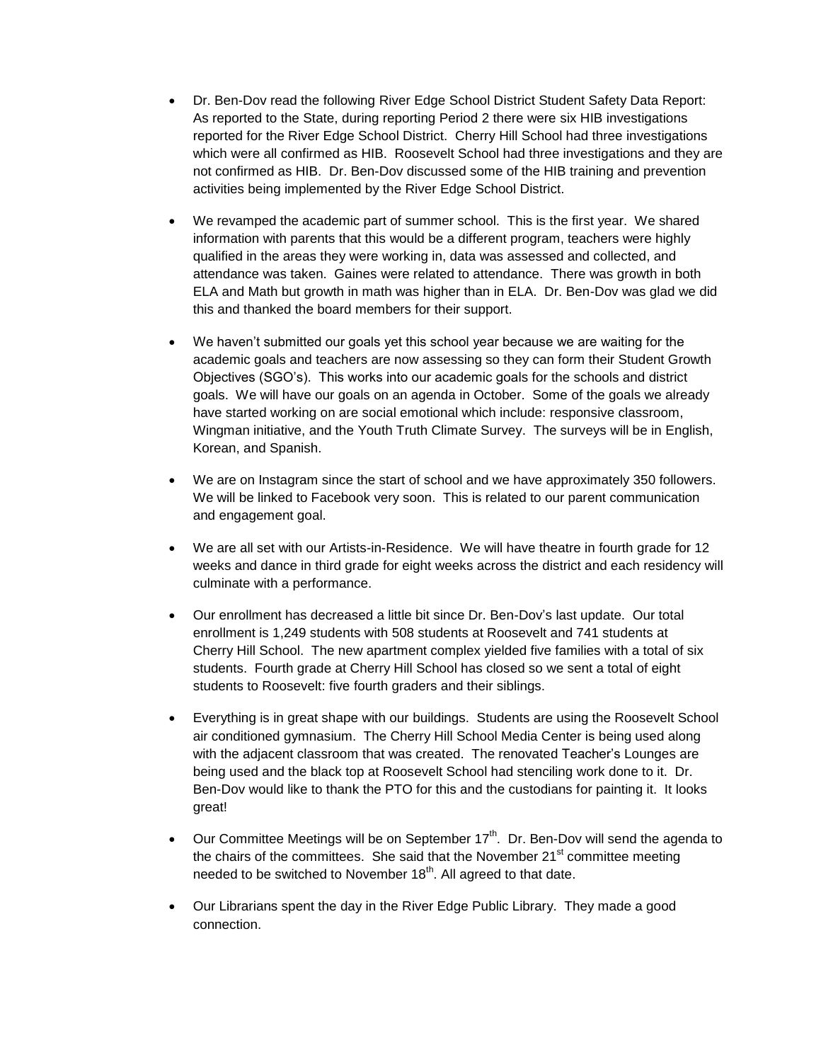- Dr. Ben-Dov read the following River Edge School District Student Safety Data Report: As reported to the State, during reporting Period 2 there were six HIB investigations reported for the River Edge School District. Cherry Hill School had three investigations which were all confirmed as HIB. Roosevelt School had three investigations and they are not confirmed as HIB. Dr. Ben-Dov discussed some of the HIB training and prevention activities being implemented by the River Edge School District.

- We revamped the academic part of summer school. This is the first year. We shared information with parents that this would be a different program, teachers were highly qualified in the areas they were working in, data was assessed and collected, and attendance was taken. Gaines were related to attendance. There was growth in both ELA and Math but growth in math was higher than in ELA. Dr. Ben-Dov was glad we did this and thanked the board members for their support.

- We haven't submitted our goals yet this school year because we are waiting for the academic goals and teachers are now assessing so they can form their Student Growth Objectives (SGO's). This works into our academic goals for the schools and district goals. We will have our goals on an agenda in October. Some of the goals we already have started working on are social emotional which include: responsive classroom, Wingman initiative, and the Youth Truth Climate Survey. The surveys will be in English, Korean, and Spanish.

- We are on Instagram since the start of school and we have approximately 350 followers. We will be linked to Facebook very soon. This is related to our parent communication and engagement goal.

- We are all set with our Artists-in-Residence. We will have theatre in fourth grade for 12 weeks and dance in third grade for eight weeks across the district and each residency will culminate with a performance.

- Our enrollment has decreased a little bit since Dr. Ben-Dov's last update. Our total enrollment is 1,249 students with 508 students at Roosevelt and 741 students at Cherry Hill School. The new apartment complex yielded five families with a total of six students. Fourth grade at Cherry Hill School has closed so we sent a total of eight students to Roosevelt: five fourth graders and their siblings.

- Everything is in great shape with our buildings. Students are using the Roosevelt School air conditioned gymnasium. The Cherry Hill School Media Center is being used along with the adjacent classroom that was created. The renovated Teacher's Lounges are being used and the black top at Roosevelt School had stenciling work done to it. Dr. Ben-Dov would like to thank the PTO for this and the custodians for painting it. It looks great!

- Our Committee Meetings will be on September 17th. Dr. Ben-Dov will send the agenda to the chairs of the committees. She said that the November 21st committee meeting needed to be switched to November 18th. All agreed to that date.

- Our Librarians spent the day in the River Edge Public Library. They made a good connection.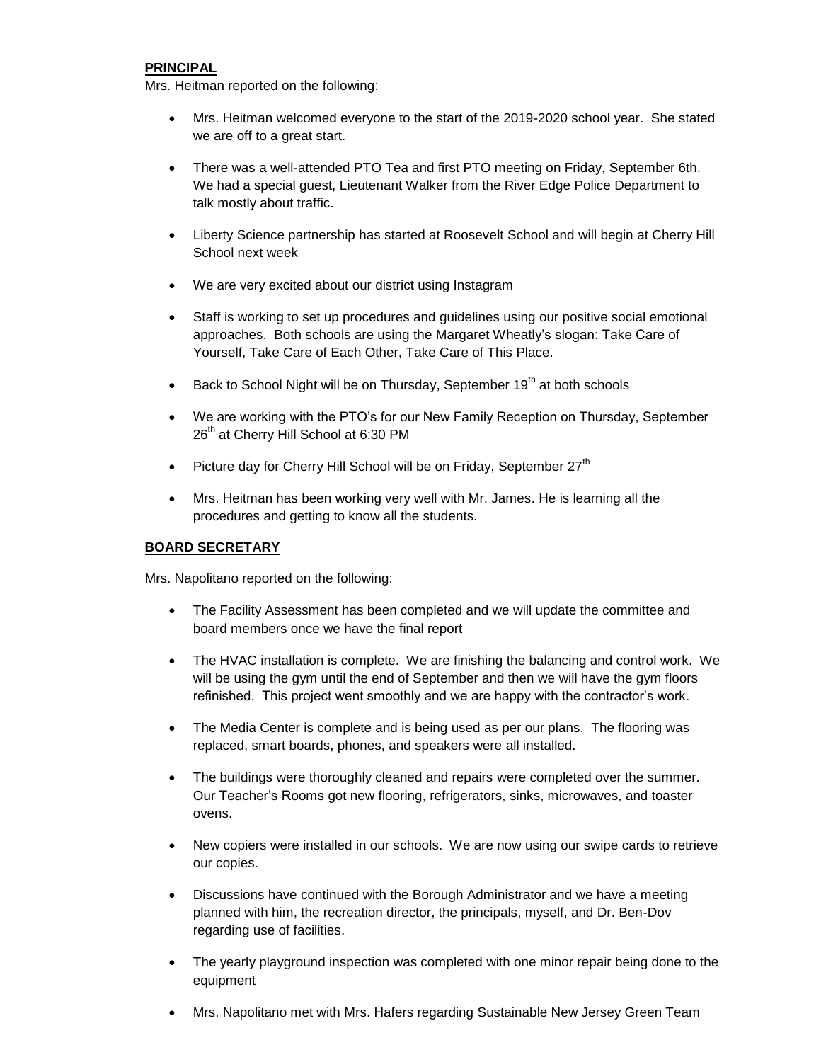**PRINCIPAL**

Mrs. Heitman reported on the following:

- Mrs. Heitman welcomed everyone to the start of the 2019-2020 school year. She stated we are off to a great start.
- There was a well-attended PTO Tea and first PTO meeting on Friday, September 6th. We had a special guest, Lieutenant Walker from the River Edge Police Department to talk mostly about traffic.
- Liberty Science partnership has started at Roosevelt School and will begin at Cherry Hill School next week
- We are very excited about our district using Instagram
- Staff is working to set up procedures and guidelines using our positive social emotional approaches. Both schools are using the Margaret Wheatly's slogan: Take Care of Yourself, Take Care of Each Other, Take Care of This Place.
- Back to School Night will be on Thursday, September 19th at both schools
- We are working with the PTO's for our New Family Reception on Thursday, September 26th at Cherry Hill School at 6:30 PM
- Picture day for Cherry Hill School will be on Friday, September 27th
- Mrs. Heitman has been working very well with Mr. James. He is learning all the procedures and getting to know all the students.

**BOARD SECRETARY**

Mrs. Napolitano reported on the following:

- The Facility Assessment has been completed and we will update the committee and board members once we have the final report
- The HVAC installation is complete. We are finishing the balancing and control work. We will be using the gym until the end of September and then we will have the gym floors refinished. This project went smoothly and we are happy with the contractor's work.
- The Media Center is complete and is being used as per our plans. The flooring was replaced, smart boards, phones, and speakers were all installed.
- The buildings were thoroughly cleaned and repairs were completed over the summer. Our Teacher's Rooms got new flooring, refrigerators, sinks, microwaves, and toaster ovens.
- New copiers were installed in our schools. We are now using our swipe cards to retrieve our copies.
- Discussions have continued with the Borough Administrator and we have a meeting planned with him, the recreation director, the principals, myself, and Dr. Ben-Dov regarding use of facilities.
- The yearly playground inspection was completed with one minor repair being done to the equipment
- Mrs. Napolitano met with Mrs. Hafers regarding Sustainable New Jersey Green Team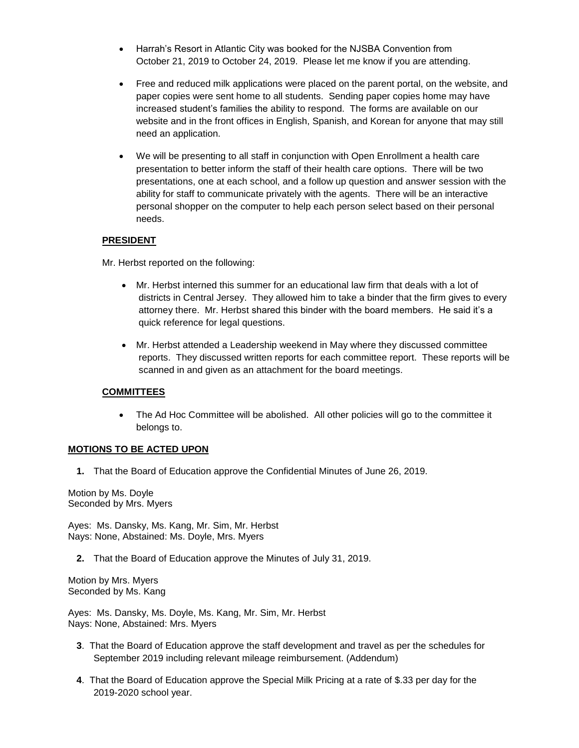- Harrah's Resort in Atlantic City was booked for the NJSBA Convention from October 21, 2019 to October 24, 2019. Please let me know if you are attending.

- Free and reduced milk applications were placed on the parent portal, on the website, and paper copies were sent home to all students. Sending paper copies home may have increased student's families the ability to respond. The forms are available on our website and in the front offices in English, Spanish, and Korean for anyone that may still need an application.

- We will be presenting to all staff in conjunction with Open Enrollment a health care presentation to better inform the staff of their health care options. There will be two presentations, one at each school, and a follow up question and answer session with the ability for staff to communicate privately with the agents. There will be an interactive personal shopper on the computer to help each person select based on their personal needs.

**PRESIDENT**

Mr. Herbst reported on the following:

- Mr. Herbst interned this summer for an educational law firm that deals with a lot of districts in Central Jersey. They allowed him to take a binder that the firm gives to every attorney there. Mr. Herbst shared this binder with the board members. He said it's a quick reference for legal questions.

- Mr. Herbst attended a Leadership weekend in May where they discussed committee reports. They discussed written reports for each committee report. These reports will be scanned in and given as an attachment for the board meetings.

**COMMITTEES**

- The Ad Hoc Committee will be abolished. All other policies will go to the committee it belongs to.

**MOTIONS TO BE ACTED UPON**

1. That the Board of Education approve the Confidential Minutes of June 26, 2019.

Motion by Ms. Doyle
Seconded by Mrs. Myers

Ayes: Ms. Dansky, Ms. Kang, Mr. Sim, Mr. Herbst
Nays: None, Abstained: Ms. Doyle, Mrs. Myers

2. That the Board of Education approve the Minutes of July 31, 2019.

Motion by Mrs. Myers
Seconded by Ms. Kang

Ayes: Ms. Dansky, Ms. Doyle, Ms. Kang, Mr. Sim, Mr. Herbst
Nays: None, Abstained: Mrs. Myers

3. That the Board of Education approve the staff development and travel as per the schedules for September 2019 including relevant mileage reimbursement. (Addendum)

4. That the Board of Education approve the Special Milk Pricing at a rate of $.33 per day for the 2019-2020 school year.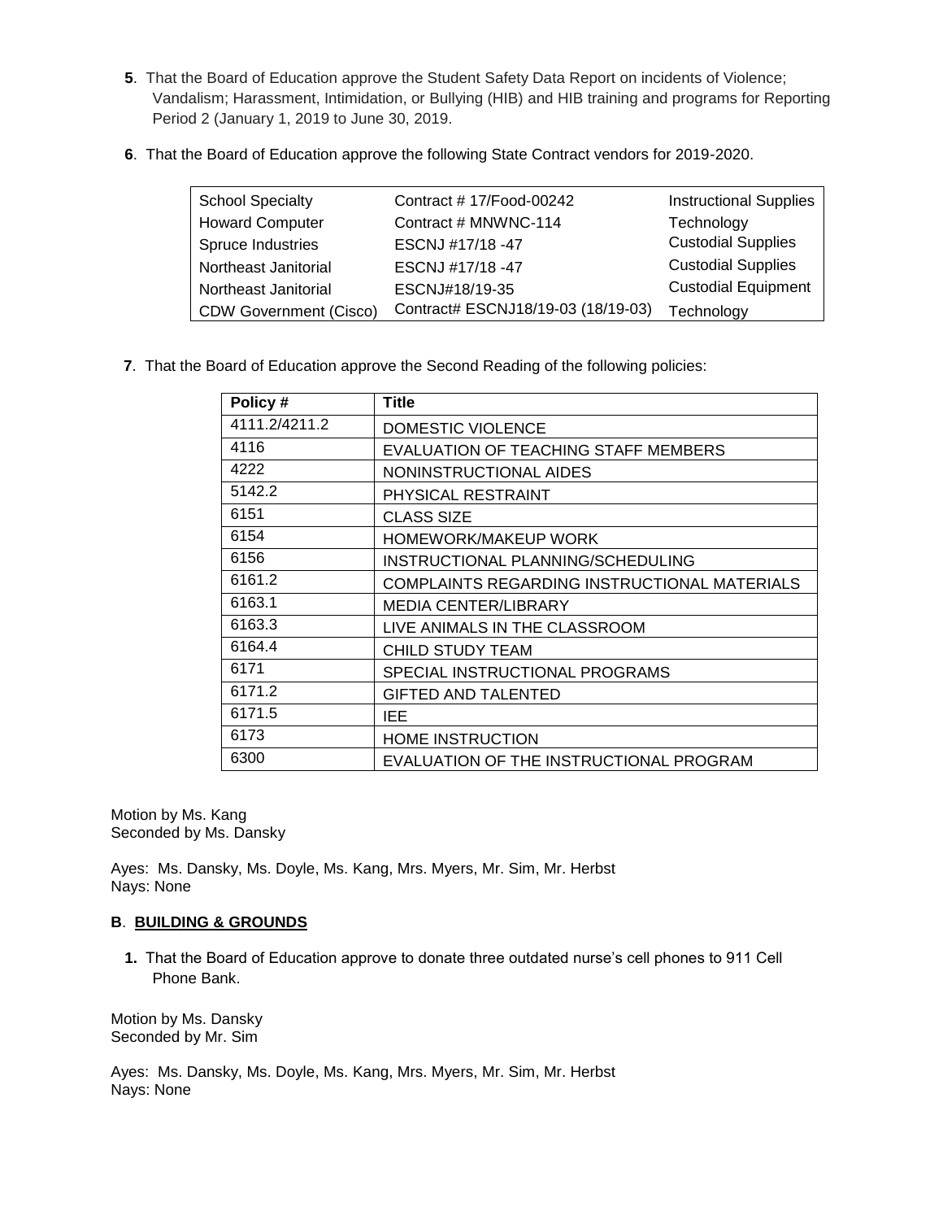**5**. That the Board of Education approve the Student Safety Data Report on incidents of Violence; Vandalism; Harassment, Intimidation, or Bullying (HIB) and HIB training and programs for Reporting Period 2 (January 1, 2019 to June 30, 2019.

**6**. That the Board of Education approve the following State Contract vendors for 2019-2020.

| | | |
|---|---|---|
| School Specialty | Contract # 17/Food-00242 | Instructional Supplies |
| Howard Computer | Contract # MNWNC-114 | Technology |
| Spruce Industries | ESCNJ #17/18 -47 | Custodial Supplies |
| Northeast Janitorial | ESCNJ #17/18 -47 | Custodial Supplies |
| Northeast Janitorial | ESCNJ#18/19-35 | Custodial Equipment |
| CDW Government (Cisco) | Contract# ESCNJ18/19-03 (18/19-03) | Technology |

**7**. That the Board of Education approve the Second Reading of the following policies:

| Policy # | Title |
|---|---|
| 4111.2/4211.2 | DOMESTIC VIOLENCE |
| 4116 | EVALUATION OF TEACHING STAFF MEMBERS |
| 4222 | NONINSTRUCTIONAL AIDES |
| 5142.2 | PHYSICAL RESTRAINT |
| 6151 | CLASS SIZE |
| 6154 | HOMEWORK/MAKEUP WORK |
| 6156 | INSTRUCTIONAL PLANNING/SCHEDULING |
| 6161.2 | COMPLAINTS REGARDING INSTRUCTIONAL MATERIALS |
| 6163.1 | MEDIA CENTER/LIBRARY |
| 6163.3 | LIVE ANIMALS IN THE CLASSROOM |
| 6164.4 | CHILD STUDY TEAM |
| 6171 | SPECIAL INSTRUCTIONAL PROGRAMS |
| 6171.2 | GIFTED AND TALENTED |
| 6171.5 | IEE |
| 6173 | HOME INSTRUCTION |
| 6300 | EVALUATION OF THE INSTRUCTIONAL PROGRAM |

Motion by Ms. Kang
Seconded by Ms. Dansky

Ayes: Ms. Dansky, Ms. Doyle, Ms. Kang, Mrs. Myers, Mr. Sim, Mr. Herbst
Nays: None

**B**. **BUILDING & GROUNDS**

**1.** That the Board of Education approve to donate three outdated nurse's cell phones to 911 Cell Phone Bank.

Motion by Ms. Dansky
Seconded by Mr. Sim

Ayes: Ms. Dansky, Ms. Doyle, Ms. Kang, Mrs. Myers, Mr. Sim, Mr. Herbst
Nays: None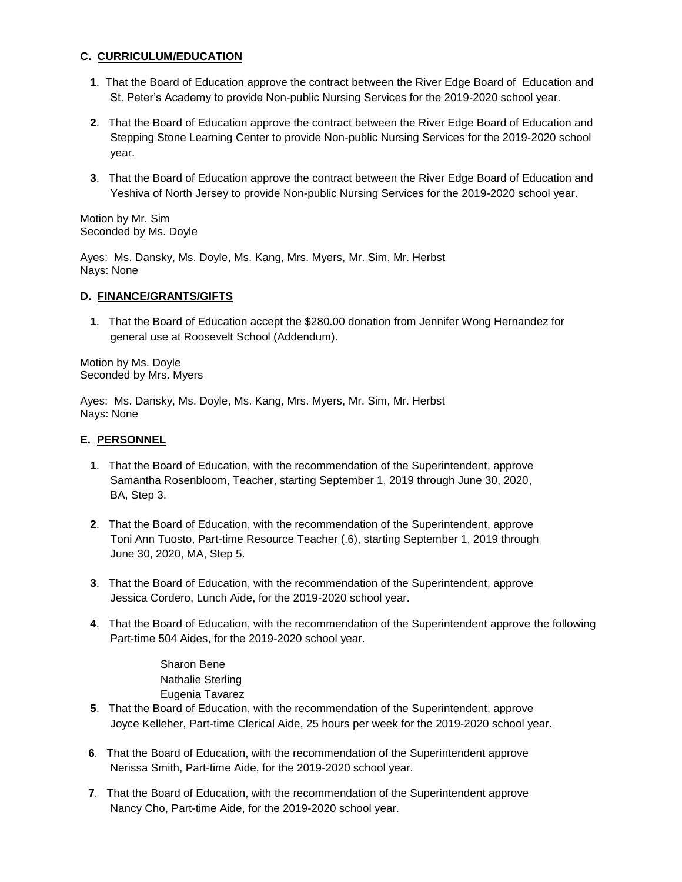### C. CURRICULUM/EDUCATION

1. That the Board of Education approve the contract between the River Edge Board of Education and St. Peter's Academy to provide Non-public Nursing Services for the 2019-2020 school year.

2. That the Board of Education approve the contract between the River Edge Board of Education and Stepping Stone Learning Center to provide Non-public Nursing Services for the 2019-2020 school year.

3. That the Board of Education approve the contract between the River Edge Board of Education and Yeshiva of North Jersey to provide Non-public Nursing Services for the 2019-2020 school year.

Motion by Mr. Sim
Seconded by Ms. Doyle

Ayes: Ms. Dansky, Ms. Doyle, Ms. Kang, Mrs. Myers, Mr. Sim, Mr. Herbst
Nays: None

### D. FINANCE/GRANTS/GIFTS

1. That the Board of Education accept the $280.00 donation from Jennifer Wong Hernandez for general use at Roosevelt School (Addendum).

Motion by Ms. Doyle
Seconded by Mrs. Myers

Ayes: Ms. Dansky, Ms. Doyle, Ms. Kang, Mrs. Myers, Mr. Sim, Mr. Herbst
Nays: None

### E. PERSONNEL

1. That the Board of Education, with the recommendation of the Superintendent, approve Samantha Rosenbloom, Teacher, starting September 1, 2019 through June 30, 2020, BA, Step 3.

2. That the Board of Education, with the recommendation of the Superintendent, approve Toni Ann Tuosto, Part-time Resource Teacher (.6), starting September 1, 2019 through June 30, 2020, MA, Step 5.

3. That the Board of Education, with the recommendation of the Superintendent, approve Jessica Cordero, Lunch Aide, for the 2019-2020 school year.

4. That the Board of Education, with the recommendation of the Superintendent approve the following Part-time 504 Aides, for the 2019-2020 school year.

   Sharon Bene
   Nathalie Sterling
   Eugenia Tavarez

5. That the Board of Education, with the recommendation of the Superintendent, approve Joyce Kelleher, Part-time Clerical Aide, 25 hours per week for the 2019-2020 school year.

6. That the Board of Education, with the recommendation of the Superintendent approve Nerissa Smith, Part-time Aide, for the 2019-2020 school year.

7. That the Board of Education, with the recommendation of the Superintendent approve Nancy Cho, Part-time Aide, for the 2019-2020 school year.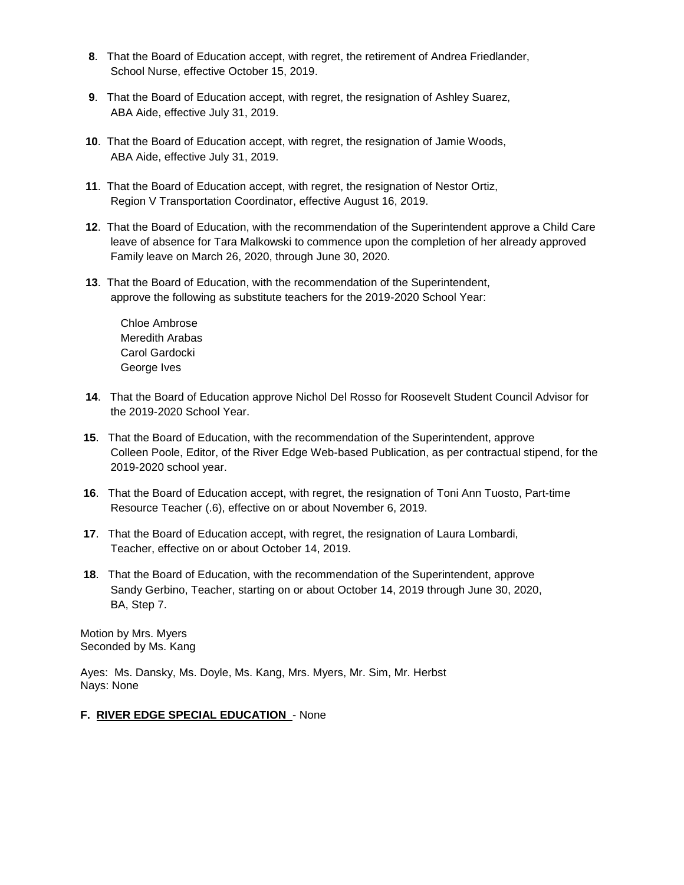**8**. That the Board of Education accept, with regret, the retirement of Andrea Friedlander, School Nurse, effective October 15, 2019.

**9**. That the Board of Education accept, with regret, the resignation of Ashley Suarez, ABA Aide, effective July 31, 2019.

**10**. That the Board of Education accept, with regret, the resignation of Jamie Woods, ABA Aide, effective July 31, 2019.

**11**. That the Board of Education accept, with regret, the resignation of Nestor Ortiz, Region V Transportation Coordinator, effective August 16, 2019.

**12**. That the Board of Education, with the recommendation of the Superintendent approve a Child Care leave of absence for Tara Malkowski to commence upon the completion of her already approved Family leave on March 26, 2020, through June 30, 2020.

**13**. That the Board of Education, with the recommendation of the Superintendent, approve the following as substitute teachers for the 2019-2020 School Year:

Chloe Ambrose
Meredith Arabas
Carol Gardocki
George Ives

**14**. That the Board of Education approve Nichol Del Rosso for Roosevelt Student Council Advisor for the 2019-2020 School Year.

**15**. That the Board of Education, with the recommendation of the Superintendent, approve Colleen Poole, Editor, of the River Edge Web-based Publication, as per contractual stipend, for the 2019-2020 school year.

**16**. That the Board of Education accept, with regret, the resignation of Toni Ann Tuosto, Part-time Resource Teacher (.6), effective on or about November 6, 2019.

**17**. That the Board of Education accept, with regret, the resignation of Laura Lombardi, Teacher, effective on or about October 14, 2019.

**18**. That the Board of Education, with the recommendation of the Superintendent, approve Sandy Gerbino, Teacher, starting on or about October 14, 2019 through June 30, 2020, BA, Step 7.

Motion by Mrs. Myers
Seconded by Ms. Kang

Ayes: Ms. Dansky, Ms. Doyle, Ms. Kang, Mrs. Myers, Mr. Sim, Mr. Herbst
Nays: None

**F. RIVER EDGE SPECIAL EDUCATION** - None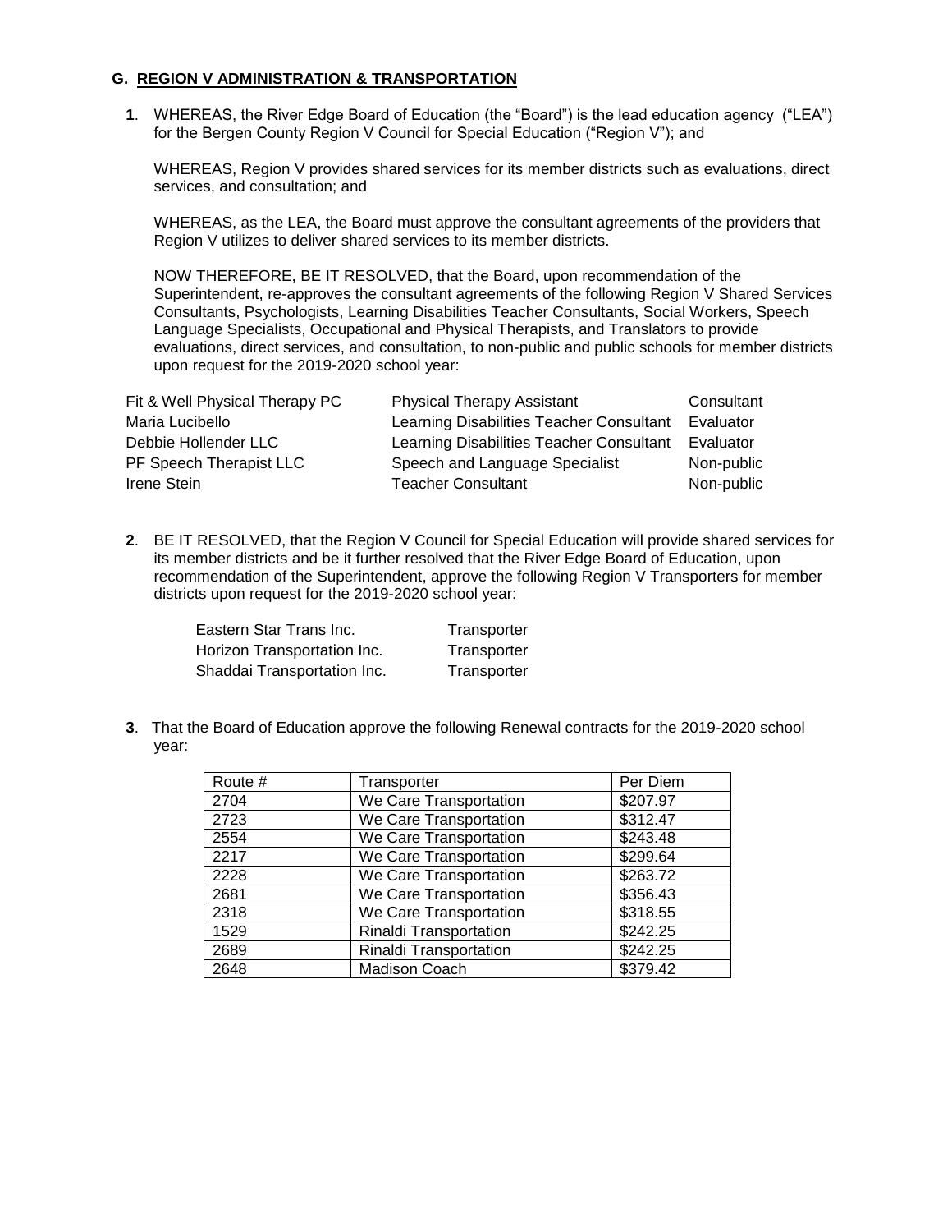## G. REGION V ADMINISTRATION & TRANSPORTATION

**1**. WHEREAS, the River Edge Board of Education (the "Board") is the lead education agency ("LEA") for the Bergen County Region V Council for Special Education ("Region V"); and

WHEREAS, Region V provides shared services for its member districts such as evaluations, direct services, and consultation; and

WHEREAS, as the LEA, the Board must approve the consultant agreements of the providers that Region V utilizes to deliver shared services to its member districts.

NOW THEREFORE, BE IT RESOLVED, that the Board, upon recommendation of the Superintendent, re-approves the consultant agreements of the following Region V Shared Services Consultants, Psychologists, Learning Disabilities Teacher Consultants, Social Workers, Speech Language Specialists, Occupational and Physical Therapists, and Translators to provide evaluations, direct services, and consultation, to non-public and public schools for member districts upon request for the 2019-2020 school year:

| | | |
|---|---|---|
| Fit & Well Physical Therapy PC | Physical Therapy Assistant | Consultant |
| Maria Lucibello | Learning Disabilities Teacher Consultant | Evaluator |
| Debbie Hollender LLC | Learning Disabilities Teacher Consultant | Evaluator |
| PF Speech Therapist LLC | Speech and Language Specialist | Non-public |
| Irene Stein | Teacher Consultant | Non-public |

**2**. BE IT RESOLVED, that the Region V Council for Special Education will provide shared services for its member districts and be it further resolved that the River Edge Board of Education, upon recommendation of the Superintendent, approve the following Region V Transporters for member districts upon request for the 2019-2020 school year:

| | |
|---|---|
| Eastern Star Trans Inc. | Transporter |
| Horizon Transportation Inc. | Transporter |
| Shaddai Transportation Inc. | Transporter |

**3**. That the Board of Education approve the following Renewal contracts for the 2019-2020 school year:

| Route # | Transporter | Per Diem |
|---|---|---|
| 2704 | We Care Transportation | $207.97 |
| 2723 | We Care Transportation | $312.47 |
| 2554 | We Care Transportation | $243.48 |
| 2217 | We Care Transportation | $299.64 |
| 2228 | We Care Transportation | $263.72 |
| 2681 | We Care Transportation | $356.43 |
| 2318 | We Care Transportation | $318.55 |
| 1529 | Rinaldi Transportation | $242.25 |
| 2689 | Rinaldi Transportation | $242.25 |
| 2648 | Madison Coach | $379.42 |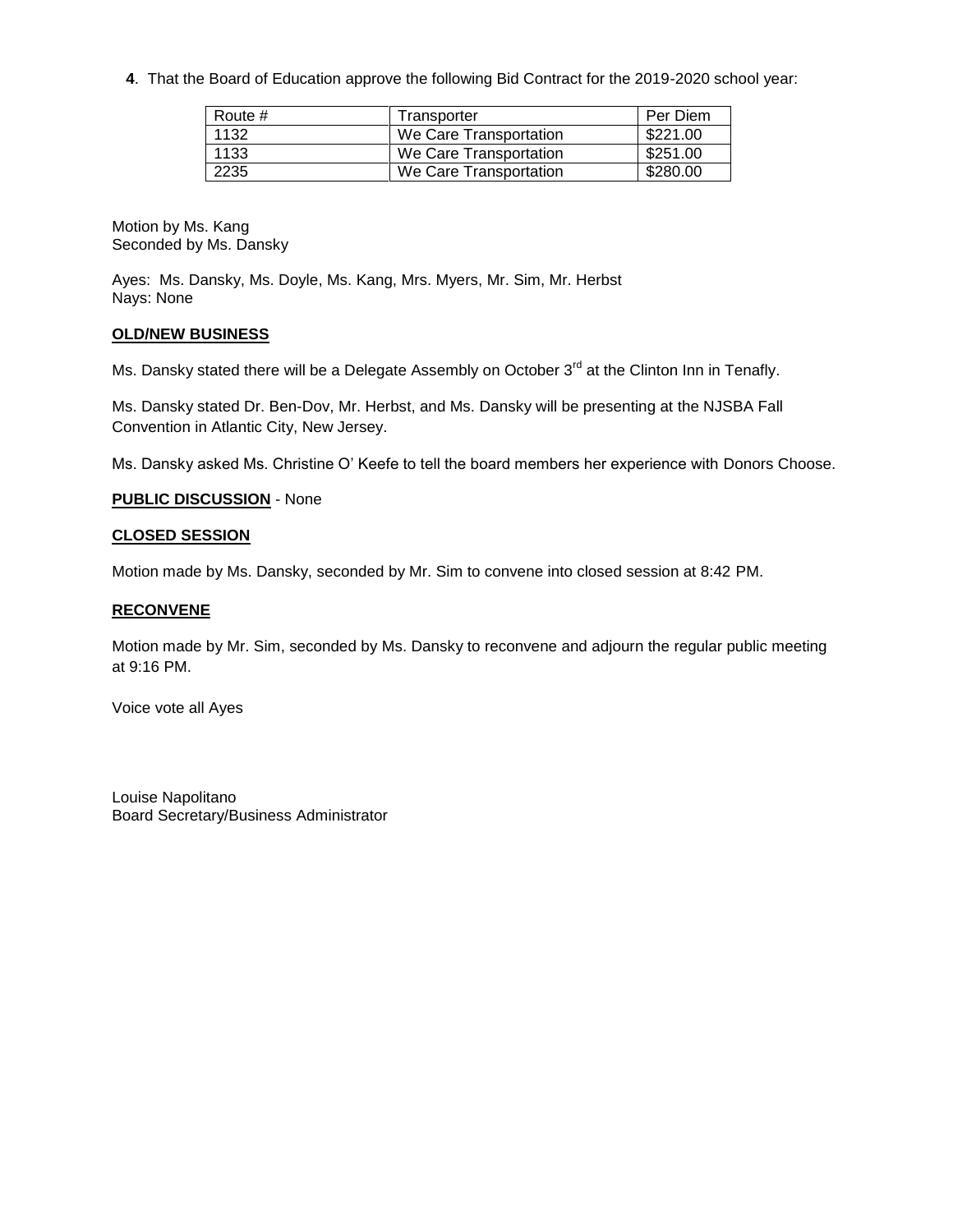**4**. That the Board of Education approve the following Bid Contract for the 2019-2020 school year:

| Route # | Transporter | Per Diem |
|---|---|---|
| 1132 | We Care Transportation | $221.00 |
| 1133 | We Care Transportation | $251.00 |
| 2235 | We Care Transportation | $280.00 |

Motion by Ms. Kang
Seconded by Ms. Dansky

Ayes: Ms. Dansky, Ms. Doyle, Ms. Kang, Mrs. Myers, Mr. Sim, Mr. Herbst
Nays: None

**OLD/NEW BUSINESS**

Ms. Dansky stated there will be a Delegate Assembly on October 3rd at the Clinton Inn in Tenafly.

Ms. Dansky stated Dr. Ben-Dov, Mr. Herbst, and Ms. Dansky will be presenting at the NJSBA Fall Convention in Atlantic City, New Jersey.

Ms. Dansky asked Ms. Christine O' Keefe to tell the board members her experience with Donors Choose.

**PUBLIC DISCUSSION** - None

**CLOSED SESSION**

Motion made by Ms. Dansky, seconded by Mr. Sim to convene into closed session at 8:42 PM.

**RECONVENE**

Motion made by Mr. Sim, seconded by Ms. Dansky to reconvene and adjourn the regular public meeting at 9:16 PM.

Voice vote all Ayes

Louise Napolitano
Board Secretary/Business Administrator